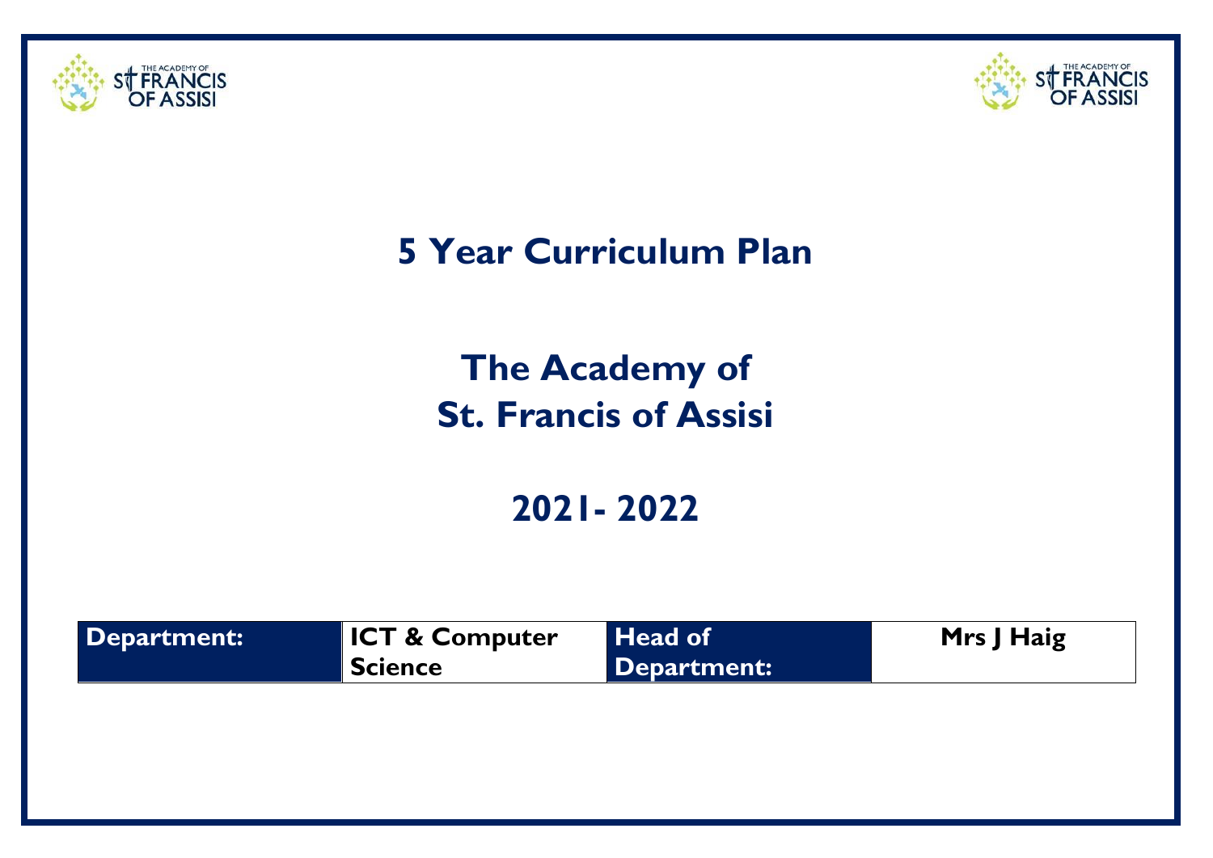# 5 Year Curriculum Plan

# The Academy of St. Francis of Assisi

## 2021- 2022

| Department: | ICT & Computer Science | Head of Department: | Mrs J Haig |
|---|---|---|---|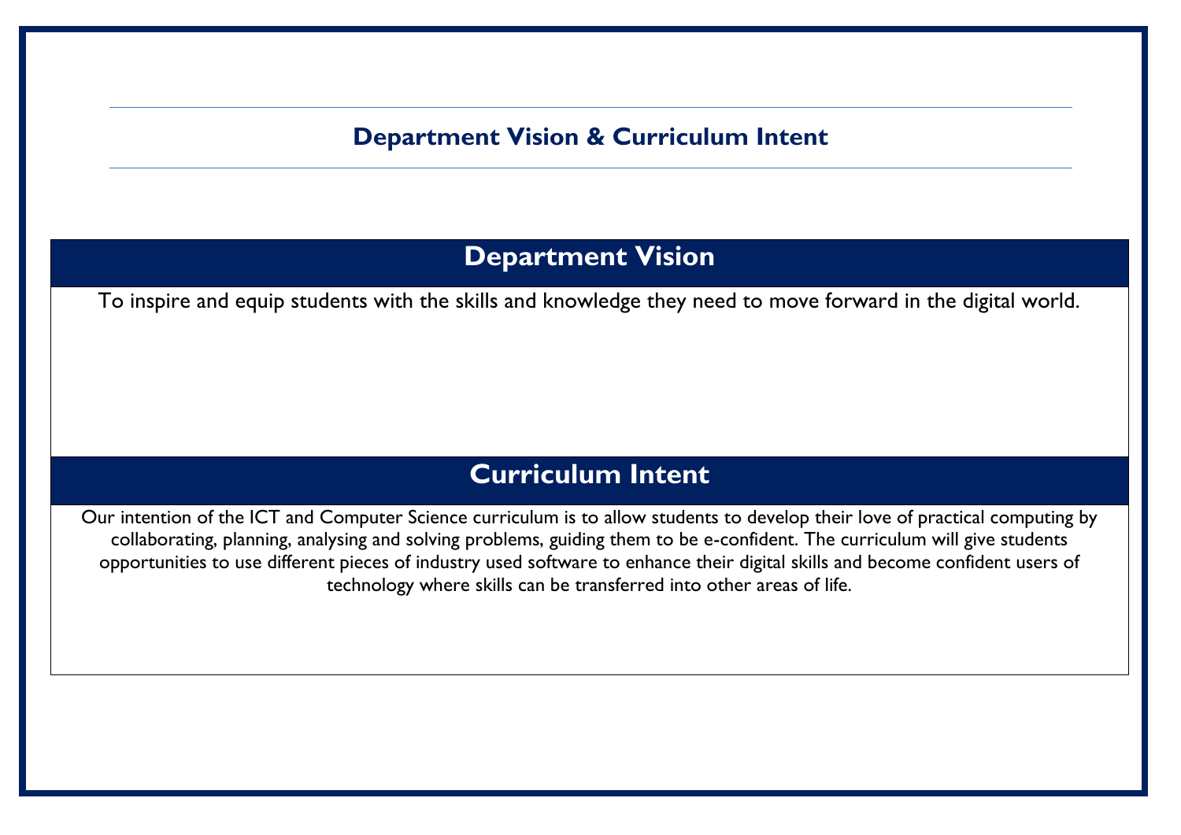# Department Vision & Curriculum Intent

## Department Vision

To inspire and equip students with the skills and knowledge they need to move forward in the digital world.

## Curriculum Intent

Our intention of the ICT and Computer Science curriculum is to allow students to develop their love of practical computing by collaborating, planning, analysing and solving problems, guiding them to be e-confident. The curriculum will give students opportunities to use different pieces of industry used software to enhance their digital skills and become confident users of technology where skills can be transferred into other areas of life.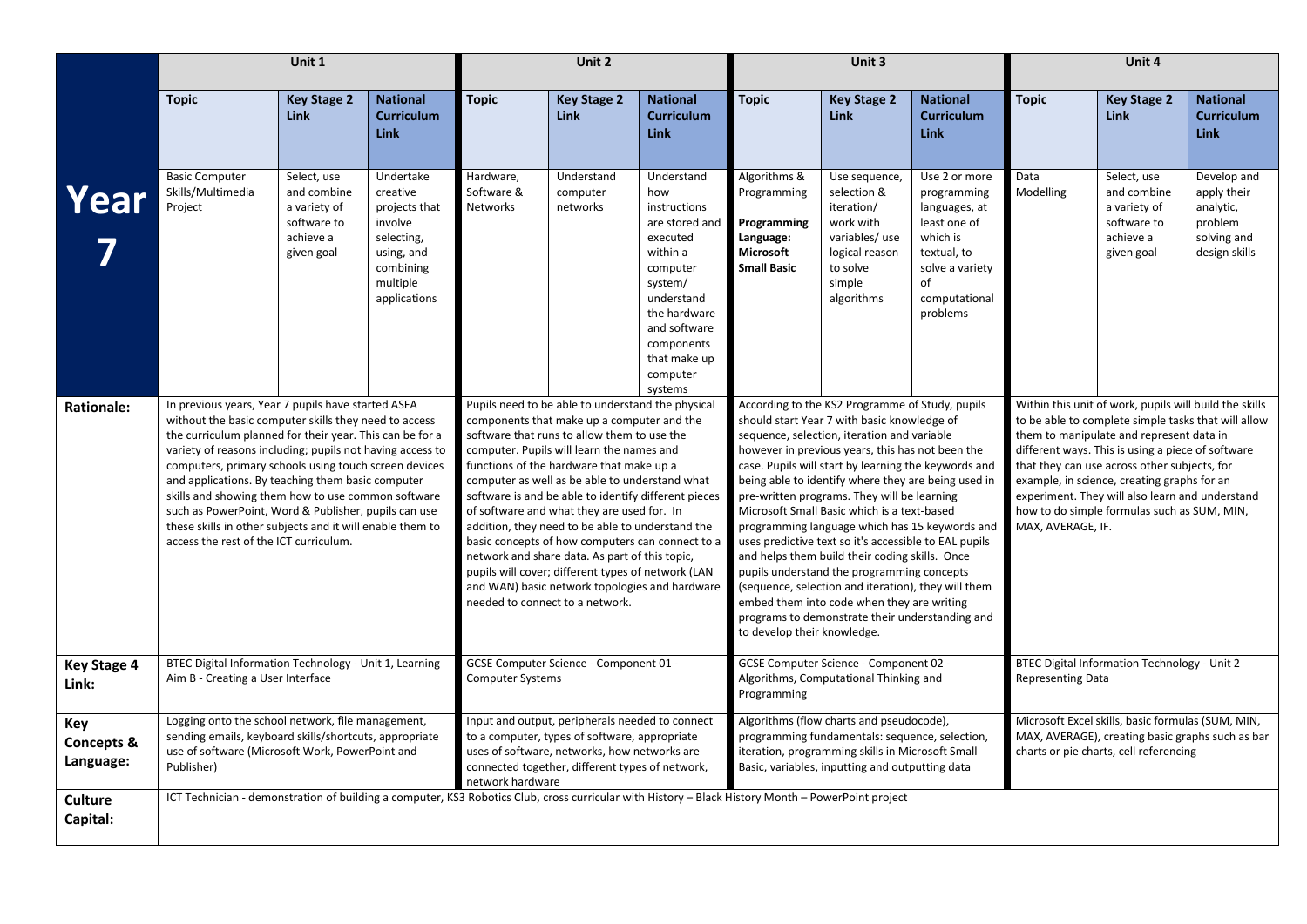| | Unit 1 | | | Unit 2 | | | Unit 3 | | | Unit 4 | | |
|---|---|---|---|---|---|---|---|---|---|---|---|---|
| | **Topic** | **Key Stage 2 Link** | **National Curriculum Link** | **Topic** | **Key Stage 2 Link** | **National Curriculum Link** | **Topic** | **Key Stage 2 Link** | **National Curriculum Link** | **Topic** | **Key Stage 2 Link** | **National Curriculum Link** |
| **Year 7** | Basic Computer Skills/Multimedia Project | Select, use and combine a variety of software to achieve a given goal | Undertake creative projects that involve selecting, using, and combining multiple applications | Hardware, Software & Networks | Understand computer networks | Understand how instructions are stored and executed within a computer system/ understand the hardware and software components that make up computer systems | Algorithms & Programming **Programming Language: Microsoft Small Basic** | Use sequence, selection & iteration/ work with variables/ use logical reason to solve simple algorithms | Use 2 or more programming languages, at least one of which is textual, to solve a variety of computational problems | Data Modelling | Select, use and combine a variety of software to achieve a given goal | Develop and apply their analytic, problem solving and design skills |
| **Rationale:** | In previous years, Year 7 pupils have started ASFA without the basic computer skills they need to access the curriculum planned for their year. This can be for a variety of reasons including; pupils not having access to computers, primary schools using touch screen devices and applications. By teaching them basic computer skills and showing them how to use common software such as PowerPoint, Word & Publisher, pupils can use these skills in other subjects and it will enable them to access the rest of the ICT curriculum. | | | Pupils need to be able to understand the physical components that make up a computer and the software that runs to allow them to use the computer. Pupils will learn the names and functions of the hardware that make up a computer as well as be able to understand what software is and be able to identify different pieces of software and what they are used for. In addition, they need to be able to understand the basic concepts of how computers can connect to a network and share data. As part of this topic, pupils will cover; different types of network (LAN and WAN) basic network topologies and hardware needed to connect to a network. | | | According to the KS2 Programme of Study, pupils should start Year 7 with basic knowledge of sequence, selection, iteration and variable however in previous years, this has not been the case. Pupils will start by learning the keywords and being able to identify where they are being used in pre-written programs. They will be learning Microsoft Small Basic which is a text-based programming language which has 15 keywords and uses predictive text so it's accessible to EAL pupils and helps them build their coding skills. Once pupils understand the programming concepts (sequence, selection and iteration), they will them embed them into code when they are writing programs to demonstrate their understanding and to develop their knowledge. | | | Within this unit of work, pupils will build the skills to be able to complete simple tasks that will allow them to manipulate and represent data in different ways. This is using a piece of software that they can use across other subjects, for example, in science, creating graphs for an experiment. They will also learn and understand how to do simple formulas such as SUM, MIN, MAX, AVERAGE, IF. | | |
| **Key Stage 4 Link:** | BTEC Digital Information Technology - Unit 1, Learning Aim B - Creating a User Interface | | | GCSE Computer Science - Component 01 - Computer Systems | | | GCSE Computer Science - Component 02 - Algorithms, Computational Thinking and Programming | | | BTEC Digital Information Technology - Unit 2 Representing Data | | |
| **Key Concepts & Language:** | Logging onto the school network, file management, sending emails, keyboard skills/shortcuts, appropriate use of software (Microsoft Work, PowerPoint and Publisher) | | | Input and output, peripherals needed to connect to a computer, types of software, appropriate uses of software, networks, how networks are connected together, different types of network, network hardware | | | Algorithms (flow charts and pseudocode), programming fundamentals: sequence, selection, iteration, programming skills in Microsoft Small Basic, variables, inputting and outputting data | | | Microsoft Excel skills, basic formulas (SUM, MIN, MAX, AVERAGE), creating basic graphs such as bar charts or pie charts, cell referencing | | |
| **Culture Capital:** | ICT Technician - demonstration of building a computer, KS3 Robotics Club, cross curricular with History – Black History Month – PowerPoint project | | | | | | | | | | | |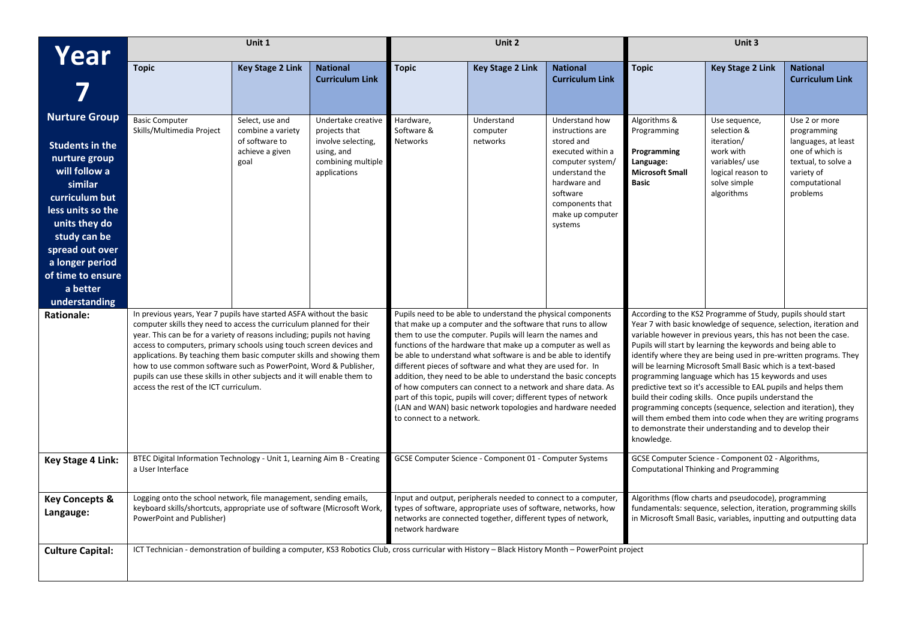| Year 7 | Unit 1 | | | Unit 2 | | | Unit 3 | | |
|---|---|---|---|---|---|---|---|---|---|
| | **Topic** | **Key Stage 2 Link** | **National Curriculum Link** | **Topic** | **Key Stage 2 Link** | **National Curriculum Link** | **Topic** | **Key Stage 2 Link** | **National Curriculum Link** |
| **Nurture Group**<br><br>**Students in the nurture group will follow a similar curriculum but less units so the units they do study can be spread out over a longer period of time to ensure a better understanding** | Basic Computer Skills/Multimedia Project | Select, use and combine a variety of software to achieve a given goal | Undertake creative projects that involve selecting, using, and combining multiple applications | Hardware, Software & Networks | Understand computer networks | Understand how instructions are stored and executed within a computer system/ understand the hardware and software components that make up computer systems | Algorithms & Programming<br><br>**Programming Language: Microsoft Small Basic** | Use sequence, selection & iteration/ work with variables/ use logical reason to solve simple algorithms | Use 2 or more programming languages, at least one of which is textual, to solve a variety of computational problems |
| **Rationale:** | In previous years, Year 7 pupils have started ASFA without the basic computer skills they need to access the curriculum planned for their year. This can be for a variety of reasons including; pupils not having access to computers, primary schools using touch screen devices and applications. By teaching them basic computer skills and showing them how to use common software such as PowerPoint, Word & Publisher, pupils can use these skills in other subjects and it will enable them to access the rest of the ICT curriculum. | | | Pupils need to be able to understand the physical components that make up a computer and the software that runs to allow them to use the computer. Pupils will learn the names and functions of the hardware that make up a computer as well as be able to understand what software is and be able to identify different pieces of software and what they are used for. In addition, they need to be able to understand the basic concepts of how computers can connect to a network and share data. As part of this topic, pupils will cover; different types of network (LAN and WAN) basic network topologies and hardware needed to connect to a network. | | | According to the KS2 Programme of Study, pupils should start Year 7 with basic knowledge of sequence, selection, iteration and variable however in previous years, this has not been the case. Pupils will start by learning the keywords and being able to identify where they are being used in pre-written programs. They will be learning Microsoft Small Basic which is a text-based programming language which has 15 keywords and uses predictive text so it's accessible to EAL pupils and helps them build their coding skills. Once pupils understand the programming concepts (sequence, selection and iteration), they will them embed them into code when they are writing programs to demonstrate their understanding and to develop their knowledge. | | |
| **Key Stage 4 Link:** | BTEC Digital Information Technology - Unit 1, Learning Aim B - Creating a User Interface | | | GCSE Computer Science - Component 01 - Computer Systems | | | GCSE Computer Science - Component 02 - Algorithms, Computational Thinking and Programming | | |
| **Key Concepts & Langauge:** | Logging onto the school network, file management, sending emails, keyboard skills/shortcuts, appropriate use of software (Microsoft Work, PowerPoint and Publisher) | | | Input and output, peripherals needed to connect to a computer, types of software, appropriate uses of software, networks, how networks are connected together, different types of network, network hardware | | | Algorithms (flow charts and pseudocode), programming fundamentals: sequence, selection, iteration, programming skills in Microsoft Small Basic, variables, inputting and outputting data | | |
| **Culture Capital:** | ICT Technician - demonstration of building a computer, KS3 Robotics Club, cross curricular with History – Black History Month – PowerPoint project | | | | | | | | |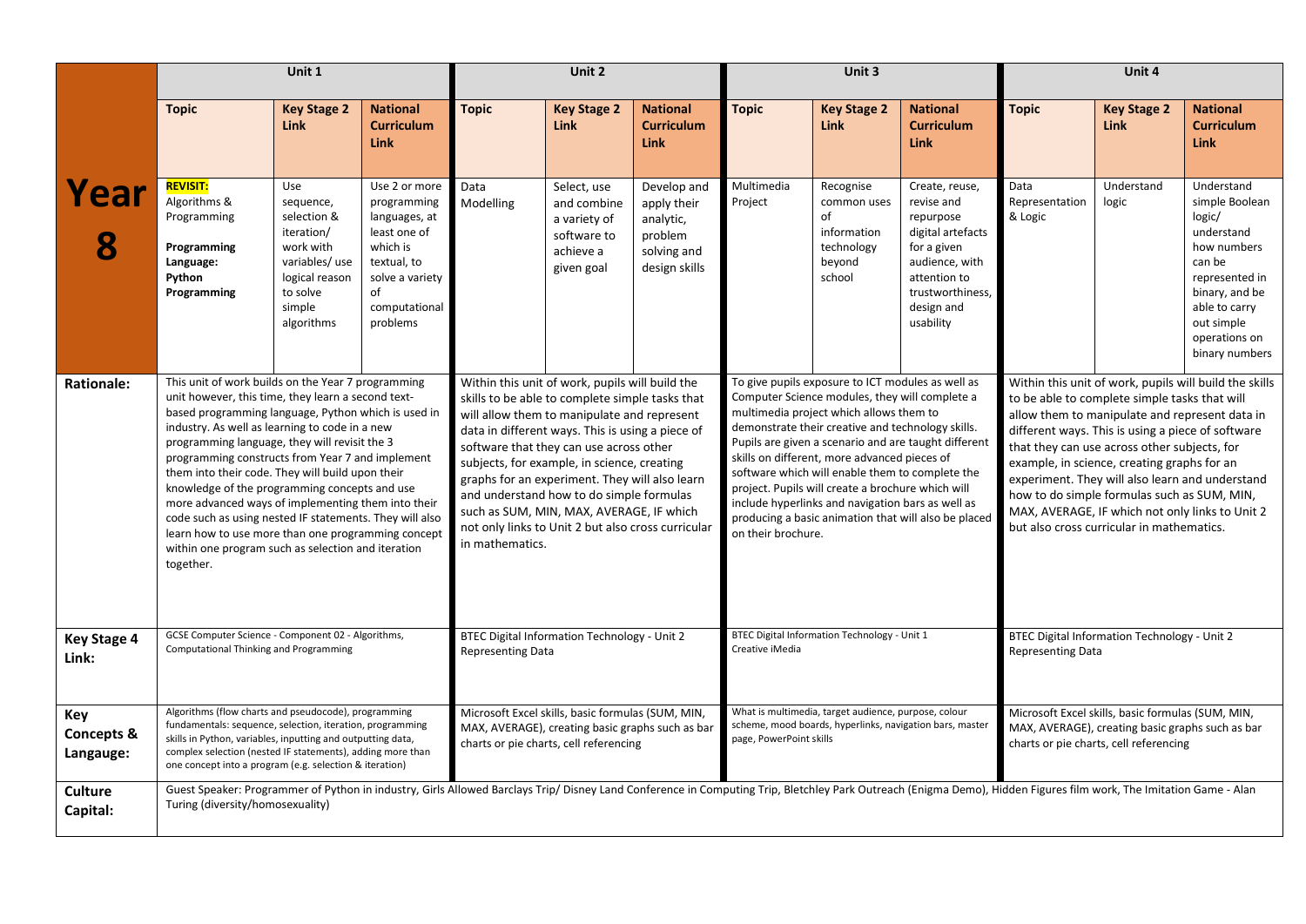| | Unit 1 | | | Unit 2 | | | Unit 3 | | | Unit 4 | | |
|---|---|---|---|---|---|---|---|---|---|---|---|---|
| **Year 8** | **Topic** | **Key Stage 2 Link** | **National Curriculum Link** | **Topic** | **Key Stage 2 Link** | **National Curriculum Link** | **Topic** | **Key Stage 2 Link** | **National Curriculum Link** | **Topic** | **Key Stage 2 Link** | **National Curriculum Link** |
| | **REVISIT:** Algorithms & Programming<br><br>**Programming Language: Python Programming** | Use sequence, selection & iteration/ work with variables/ use logical reason to solve simple algorithms | Use 2 or more programming languages, at least one of which is textual, to solve a variety of computational problems | Data Modelling | Select, use and combine a variety of software to achieve a given goal | Develop and apply their analytic, problem solving and design skills | Multimedia Project | Recognise common uses of information technology beyond school | Create, reuse, revise and repurpose digital artefacts for a given audience, with attention to trustworthiness, design and usability | Data Representation & Logic | Understand logic | Understand simple Boolean logic/ understand how numbers can be represented in binary, and be able to carry out simple operations on binary numbers |
| **Rationale:** | This unit of work builds on the Year 7 programming unit however, this time, they learn a second text-based programming language, Python which is used in industry. As well as learning to code in a new programming language, they will revisit the 3 programming constructs from Year 7 and implement them into their code. They will build upon their knowledge of the programming concepts and use more advanced ways of implementing them into their code such as using nested IF statements. They will also learn how to use more than one programming concept within one program such as selection and iteration together. | | | Within this unit of work, pupils will build the skills to be able to complete simple tasks that will allow them to manipulate and represent data in different ways. This is using a piece of software that they can use across other subjects, for example, in science, creating graphs for an experiment. They will also learn and understand how to do simple formulas such as SUM, MIN, MAX, AVERAGE, IF which not only links to Unit 2 but also cross curricular in mathematics. | | | To give pupils exposure to ICT modules as well as Computer Science modules, they will complete a multimedia project which allows them to demonstrate their creative and technology skills. Pupils are given a scenario and are taught different skills on different, more advanced pieces of software which will enable them to complete the project. Pupils will create a brochure which will include hyperlinks and navigation bars as well as producing a basic animation that will also be placed on their brochure. | | | Within this unit of work, pupils will build the skills to be able to complete simple tasks that will allow them to manipulate and represent data in different ways. This is using a piece of software that they can use across other subjects, for example, in science, creating graphs for an experiment. They will also learn and understand how to do simple formulas such as SUM, MIN, MAX, AVERAGE, IF which not only links to Unit 2 but also cross curricular in mathematics. | | |
| **Key Stage 4 Link:** | GCSE Computer Science - Component 02 - Algorithms, Computational Thinking and Programming | | | BTEC Digital Information Technology - Unit 2 Representing Data | | | BTEC Digital Information Technology - Unit 1 Creative iMedia | | | BTEC Digital Information Technology - Unit 2 Representing Data | | |
| **Key Concepts & Langauge:** | Algorithms (flow charts and pseudocode), programming fundamentals: sequence, selection, iteration, programming skills in Python, variables, inputting and outputting data, complex selection (nested IF statements), adding more than one concept into a program (e.g. selection & iteration) | | | Microsoft Excel skills, basic formulas (SUM, MIN, MAX, AVERAGE), creating basic graphs such as bar charts or pie charts, cell referencing | | | What is multimedia, target audience, purpose, colour scheme, mood boards, hyperlinks, navigation bars, master page, PowerPoint skills | | | Microsoft Excel skills, basic formulas (SUM, MIN, MAX, AVERAGE), creating basic graphs such as bar charts or pie charts, cell referencing | | |
| **Culture Capital:** | Guest Speaker: Programmer of Python in industry, Girls Allowed Barclays Trip/ Disney Land Conference in Computing Trip, Bletchley Park Outreach (Enigma Demo), Hidden Figures film work, The Imitation Game - Alan Turing (diversity/homosexuality) | | | | | | | | | | | |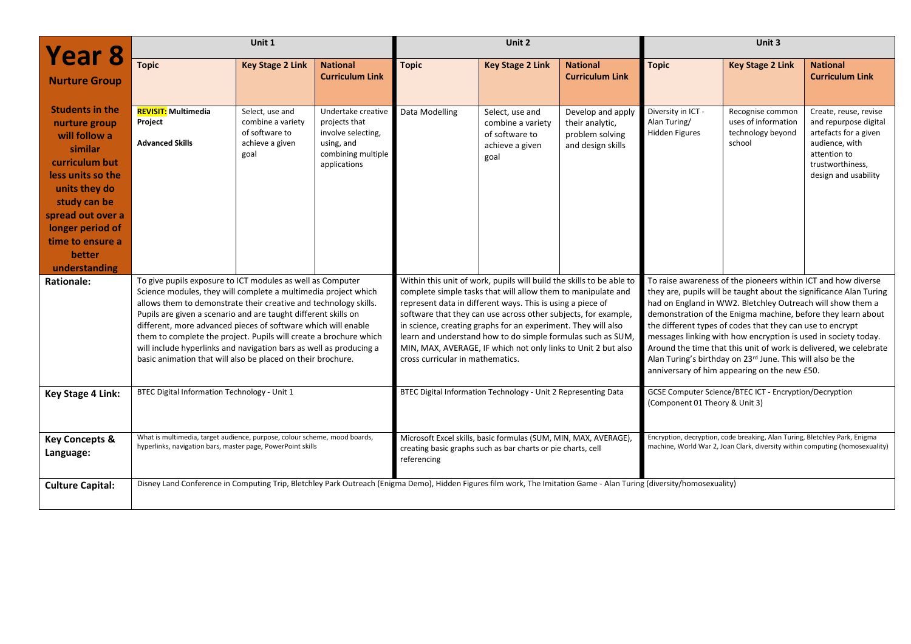| **Year 8** **Nurture Group** | **Unit 1** | | | **Unit 2** | | | **Unit 3** | | |
|---|---|---|---|---|---|---|---|---|---|
| | **Topic** | **Key Stage 2 Link** | **National Curriculum Link** | **Topic** | **Key Stage 2 Link** | **National Curriculum Link** | **Topic** | **Key Stage 2 Link** | **National Curriculum Link** |
| **Students in the nurture group will follow a similar curriculum but less units so the units they do study can be spread out over a longer period of time to ensure a better understanding** | **REVISIT: Multimedia Project** **Advanced Skills** | Select, use and combine a variety of software to achieve a given goal | Undertake creative projects that involve selecting, using, and combining multiple applications | Data Modelling | Select, use and combine a variety of software to achieve a given goal | Develop and apply their analytic, problem solving and design skills | Diversity in ICT - Alan Turing/ Hidden Figures | Recognise common uses of information technology beyond school | Create, reuse, revise and repurpose digital artefacts for a given audience, with attention to trustworthiness, design and usability |
| **Rationale:** | To give pupils exposure to ICT modules as well as Computer Science modules, they will complete a multimedia project which allows them to demonstrate their creative and technology skills. Pupils are given a scenario and are taught different skills on different, more advanced pieces of software which will enable them to complete the project. Pupils will create a brochure which will include hyperlinks and navigation bars as well as producing a basic animation that will also be placed on their brochure. | | | Within this unit of work, pupils will build the skills to be able to complete simple tasks that will allow them to manipulate and represent data in different ways. This is using a piece of software that they can use across other subjects, for example, in science, creating graphs for an experiment. They will also learn and understand how to do simple formulas such as SUM, MIN, MAX, AVERAGE, IF which not only links to Unit 2 but also cross curricular in mathematics. | | | To raise awareness of the pioneers within ICT and how diverse they are, pupils will be taught about the significance Alan Turing had on England in WW2. Bletchley Outreach will show them a demonstration of the Enigma machine, before they learn about the different types of codes that they can use to encrypt messages linking with how encryption is used in society today. Around the time that this unit of work is delivered, we celebrate Alan Turing's birthday on 23rd June. This will also be the anniversary of him appearing on the new £50. | | |
| **Key Stage 4 Link:** | BTEC Digital Information Technology - Unit 1 | | | BTEC Digital Information Technology - Unit 2 Representing Data | | | GCSE Computer Science/BTEC ICT - Encryption/Decryption (Component 01 Theory & Unit 3) | | |
| **Key Concepts & Language:** | What is multimedia, target audience, purpose, colour scheme, mood boards, hyperlinks, navigation bars, master page, PowerPoint skills | | | Microsoft Excel skills, basic formulas (SUM, MIN, MAX, AVERAGE), creating basic graphs such as bar charts or pie charts, cell referencing | | | Encryption, decryption, code breaking, Alan Turing, Bletchley Park, Enigma machine, World War 2, Joan Clark, diversity within computing (homosexuality) | | |
| **Culture Capital:** | Disney Land Conference in Computing Trip, Bletchley Park Outreach (Enigma Demo), Hidden Figures film work, The Imitation Game - Alan Turing (diversity/homosexuality) | | | | | | | | |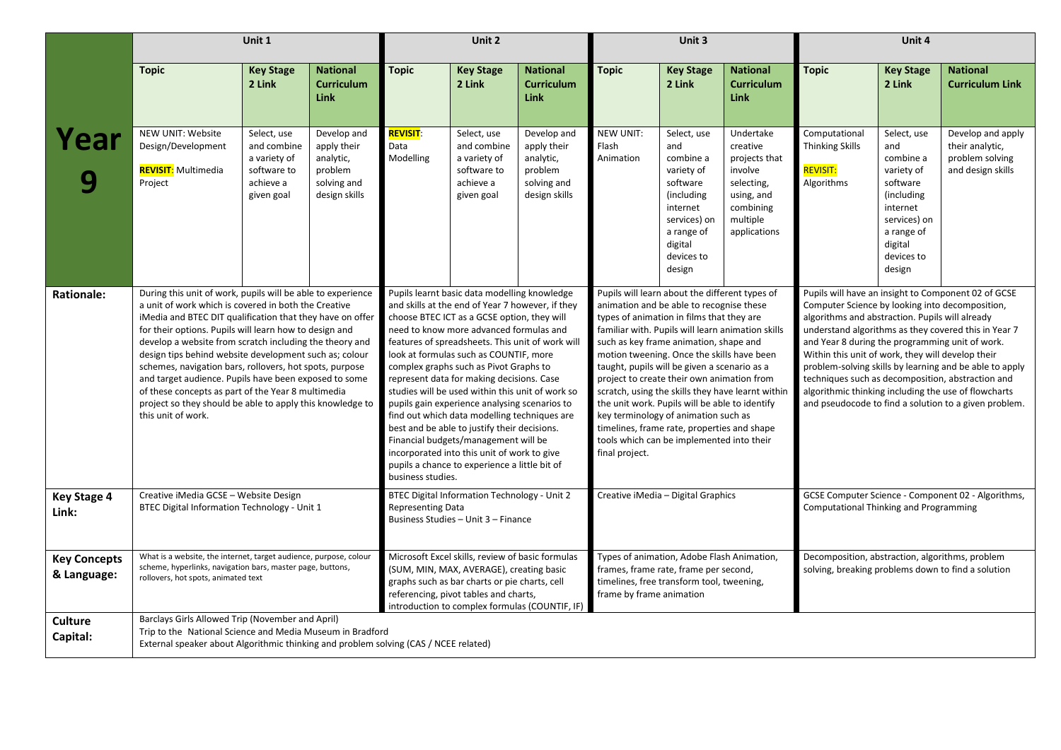| Year 9 | Unit 1 | | | Unit 2 | | | Unit 3 | | | Unit 4 | | |
|---|---|---|---|---|---|---|---|---|---|---|---|---|
| | **Topic** | **Key Stage 2 Link** | **National Curriculum Link** | **Topic** | **Key Stage 2 Link** | **National Curriculum Link** | **Topic** | **Key Stage 2 Link** | **National Curriculum Link** | **Topic** | **Key Stage 2 Link** | **National Curriculum Link** |
| | NEW UNIT: Website Design/Development<br><br>**REVISIT:** Multimedia Project | Select, use and combine a variety of software to achieve a given goal | Develop and apply their analytic, problem solving and design skills | **REVISIT**: Data Modelling | Select, use and combine a variety of software to achieve a given goal | Develop and apply their analytic, problem solving and design skills | NEW UNIT: Flash Animation | Select, use and combine a variety of software (including internet services) on a range of digital devices to design | Undertake creative projects that involve selecting, using, and combining multiple applications | Computational Thinking Skills<br><br>**REVISIT:** Algorithms | Select, use and combine a variety of software (including internet services) on a range of digital devices to design | Develop and apply their analytic, problem solving and design skills |
| **Rationale:** | During this unit of work, pupils will be able to experience a unit of work which is covered in both the Creative iMedia and BTEC DIT qualification that they have on offer for their options. Pupils will learn how to design and develop a website from scratch including the theory and design tips behind website development such as; colour schemes, navigation bars, rollovers, hot spots, purpose and target audience. Pupils have been exposed to some of these concepts as part of the Year 8 multimedia project so they should be able to apply this knowledge to this unit of work. | | | Pupils learnt basic data modelling knowledge and skills at the end of Year 7 however, if they choose BTEC ICT as a GCSE option, they will need to know more advanced formulas and features of spreadsheets. This unit of work will look at formulas such as COUNTIF, more complex graphs such as Pivot Graphs to represent data for making decisions. Case studies will be used within this unit of work so pupils gain experience analysing scenarios to find out which data modelling techniques are best and be able to justify their decisions. Financial budgets/management will be incorporated into this unit of work to give pupils a chance to experience a little bit of business studies. | | | Pupils will learn about the different types of animation and be able to recognise these types of animation in films that they are familiar with. Pupils will learn animation skills such as key frame animation, shape and motion tweening. Once the skills have been taught, pupils will be given a scenario as a project to create their own animation from scratch, using the skills they have learnt within the unit work. Pupils will be able to identify key terminology of animation such as timelines, frame rate, properties and shape tools which can be implemented into their final project. | | | Pupils will have an insight to Component 02 of GCSE Computer Science by looking into decomposition, algorithms and abstraction. Pupils will already understand algorithms as they covered this in Year 7 and Year 8 during the programming unit of work. Within this unit of work, they will develop their problem-solving skills by learning and be able to apply techniques such as decomposition, abstraction and algorithmic thinking including the use of flowcharts and pseudocode to find a solution to a given problem. | | |
| **Key Stage 4 Link:** | Creative iMedia GCSE – Website Design<br>BTEC Digital Information Technology - Unit 1 | | | BTEC Digital Information Technology - Unit 2 Representing Data<br>Business Studies – Unit 3 – Finance | | | Creative iMedia – Digital Graphics | | | GCSE Computer Science - Component 02 - Algorithms, Computational Thinking and Programming | | |
| **Key Concepts & Language:** | What is a website, the internet, target audience, purpose, colour scheme, hyperlinks, navigation bars, master page, buttons, rollovers, hot spots, animated text | | | Microsoft Excel skills, review of basic formulas (SUM, MIN, MAX, AVERAGE), creating basic graphs such as bar charts or pie charts, cell referencing, pivot tables and charts, introduction to complex formulas (COUNTIF, IF) | | | Types of animation, Adobe Flash Animation, frames, frame rate, frame per second, timelines, free transform tool, tweening, frame by frame animation | | | Decomposition, abstraction, algorithms, problem solving, breaking problems down to find a solution | | |
| **Culture Capital:** | Barclays Girls Allowed Trip (November and April)<br>Trip to the National Science and Media Museum in Bradford<br>External speaker about Algorithmic thinking and problem solving (CAS / NCEE related) | | | | | | | | | | | |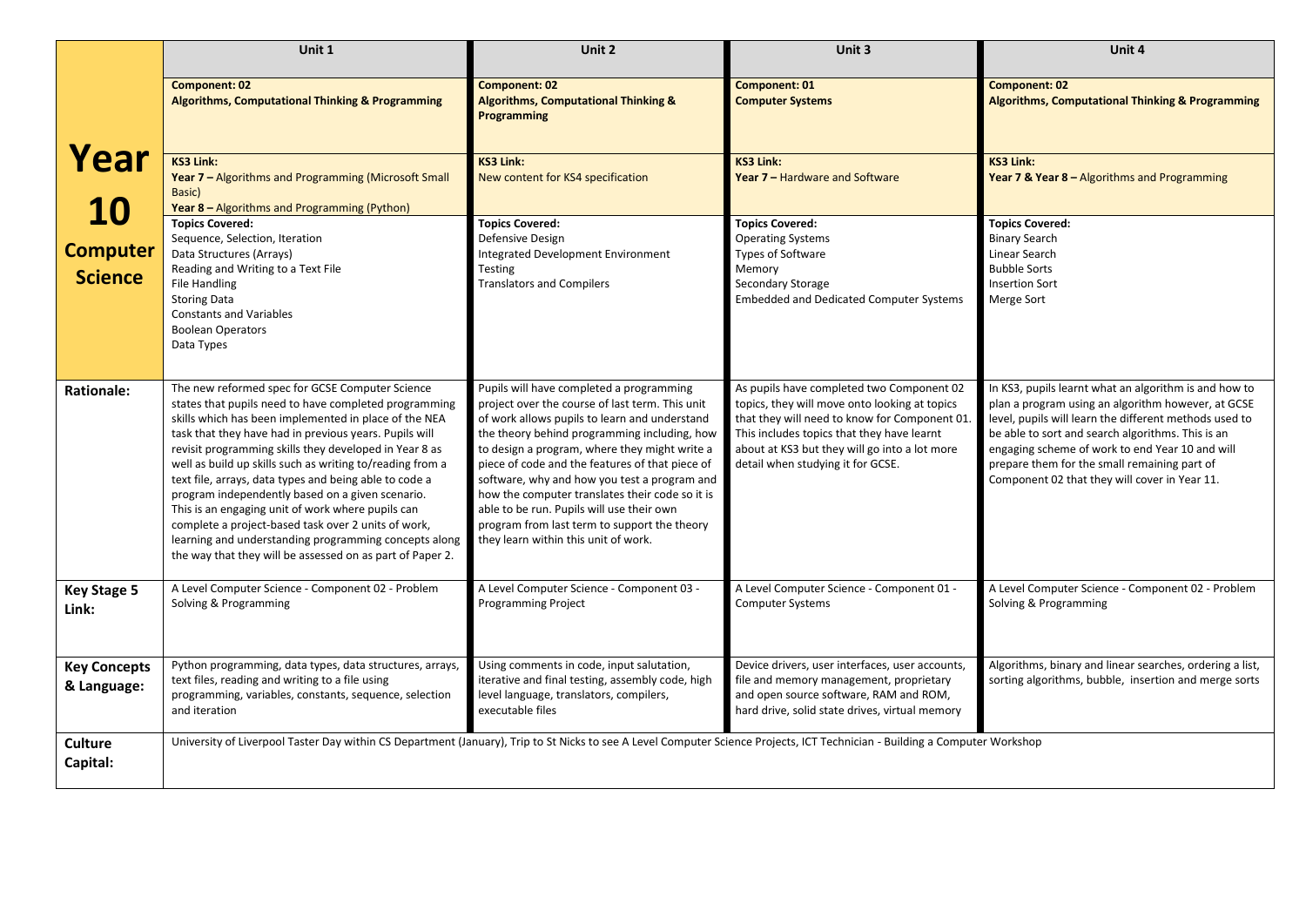| Year 10 Computer Science | Unit 1 | Unit 2 | Unit 3 | Unit 4 |
|---|---|---|---|---|
| | **Component: 02**<br>**Algorithms, Computational Thinking & Programming** | **Component: 02**<br>**Algorithms, Computational Thinking & Programming** | **Component: 01**<br>**Computer Systems** | **Component: 02**<br>**Algorithms, Computational Thinking & Programming** |
| | **KS3 Link:**<br>**Year 7 –** Algorithms and Programming (Microsoft Small Basic)<br>**Year 8 –** Algorithms and Programming (Python) | **KS3 Link:**<br>New content for KS4 specification | **KS3 Link:**<br>**Year 7 –** Hardware and Software | **KS3 Link:**<br>**Year 7 & Year 8 –** Algorithms and Programming |
| | **Topics Covered:**<br>Sequence, Selection, Iteration<br>Data Structures (Arrays)<br>Reading and Writing to a Text File<br>File Handling<br>Storing Data<br>Constants and Variables<br>Boolean Operators<br>Data Types | **Topics Covered:**<br>Defensive Design<br>Integrated Development Environment<br>Testing<br>Translators and Compilers | **Topics Covered:**<br>Operating Systems<br>Types of Software<br>Memory<br>Secondary Storage<br>Embedded and Dedicated Computer Systems | **Topics Covered:**<br>Binary Search<br>Linear Search<br>Bubble Sorts<br>Insertion Sort<br>Merge Sort |
| **Rationale:** | The new reformed spec for GCSE Computer Science states that pupils need to have completed programming skills which has been implemented in place of the NEA task that they have had in previous years. Pupils will revisit programming skills they developed in Year 8 as well as build up skills such as writing to/reading from a text file, arrays, data types and being able to code a program independently based on a given scenario. This is an engaging unit of work where pupils can complete a project-based task over 2 units of work, learning and understanding programming concepts along the way that they will be assessed on as part of Paper 2. | Pupils will have completed a programming project over the course of last term. This unit of work allows pupils to learn and understand the theory behind programming including, how to design a program, where they might write a piece of code and the features of that piece of software, why and how you test a program and how the computer translates their code so it is able to be run. Pupils will use their own program from last term to support the theory they learn within this unit of work. | As pupils have completed two Component 02 topics, they will move onto looking at topics that they will need to know for Component 01. This includes topics that they have learnt about at KS3 but they will go into a lot more detail when studying it for GCSE. | In KS3, pupils learnt what an algorithm is and how to plan a program using an algorithm however, at GCSE level, pupils will learn the different methods used to be able to sort and search algorithms. This is an engaging scheme of work to end Year 10 and will prepare them for the small remaining part of Component 02 that they will cover in Year 11. |
| **Key Stage 5 Link:** | A Level Computer Science - Component 02 - Problem Solving & Programming | A Level Computer Science - Component 03 - Programming Project | A Level Computer Science - Component 01 - Computer Systems | A Level Computer Science - Component 02 - Problem Solving & Programming |
| **Key Concepts & Language:** | Python programming, data types, data structures, arrays, text files, reading and writing to a file using programming, variables, constants, sequence, selection and iteration | Using comments in code, input salutation, iterative and final testing, assembly code, high level language, translators, compilers, executable files | Device drivers, user interfaces, user accounts, file and memory management, proprietary and open source software, RAM and ROM, hard drive, solid state drives, virtual memory | Algorithms, binary and linear searches, ordering a list, sorting algorithms, bubble, insertion and merge sorts |
| **Culture Capital:** | University of Liverpool Taster Day within CS Department (January), Trip to St Nicks to see A Level Computer Science Projects, ICT Technician - Building a Computer Workshop | | | |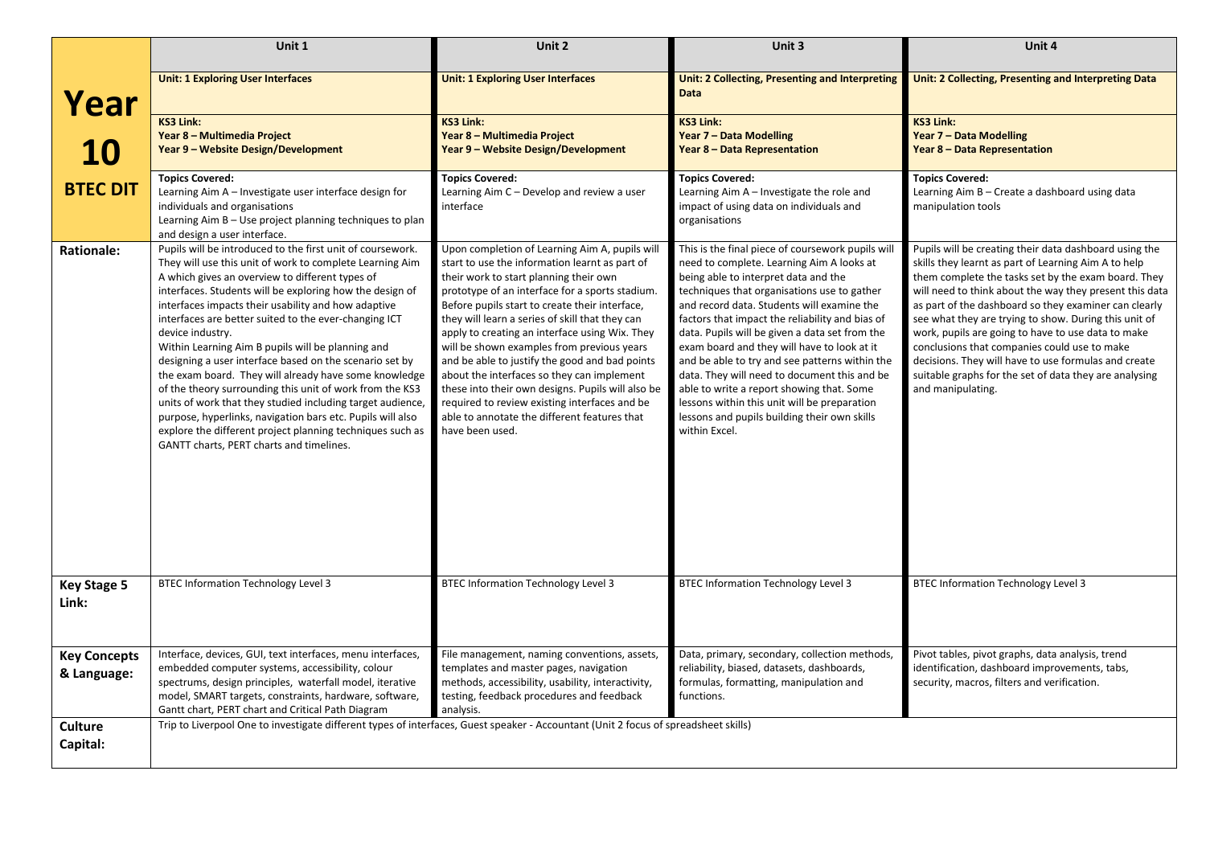| Year 10 BTEC DIT | Unit 1 | Unit 2 | Unit 3 | Unit 4 |
|---|---|---|---|---|
| | **Unit: 1 Exploring User Interfaces** | **Unit: 1 Exploring User Interfaces** | **Unit: 2 Collecting, Presenting and Interpreting Data** | **Unit: 2 Collecting, Presenting and Interpreting Data** |
| | **KS3 Link:** **Year 8 – Multimedia Project** **Year 9 – Website Design/Development** | **KS3 Link:** **Year 8 – Multimedia Project** **Year 9 – Website Design/Development** | **KS3 Link:** **Year 7 – Data Modelling** **Year 8 – Data Representation** | **KS3 Link:** **Year 7 – Data Modelling** **Year 8 – Data Representation** |
| | **Topics Covered:** Learning Aim A – Investigate user interface design for individuals and organisations Learning Aim B – Use project planning techniques to plan and design a user interface. | **Topics Covered:** Learning Aim C – Develop and review a user interface | **Topics Covered:** Learning Aim A – Investigate the role and impact of using data on individuals and organisations | **Topics Covered:** Learning Aim B – Create a dashboard using data manipulation tools |
| **Rationale:** | Pupils will be introduced to the first unit of coursework. They will use this unit of work to complete Learning Aim A which gives an overview to different types of interfaces. Students will be exploring how the design of interfaces impacts their usability and how adaptive interfaces are better suited to the ever-changing ICT device industry. Within Learning Aim B pupils will be planning and designing a user interface based on the scenario set by the exam board. They will already have some knowledge of the theory surrounding this unit of work from the KS3 units of work that they studied including target audience, purpose, hyperlinks, navigation bars etc. Pupils will also explore the different project planning techniques such as GANTT charts, PERT charts and timelines. | Upon completion of Learning Aim A, pupils will start to use the information learnt as part of their work to start planning their own prototype of an interface for a sports stadium. Before pupils start to create their interface, they will learn a series of skill that they can apply to creating an interface using Wix. They will be shown examples from previous years and be able to justify the good and bad points about the interfaces so they can implement these into their own designs. Pupils will also be required to review existing interfaces and be able to annotate the different features that have been used. | This is the final piece of coursework pupils will need to complete. Learning Aim A looks at being able to interpret data and the techniques that organisations use to gather and record data. Students will examine the factors that impact the reliability and bias of data. Pupils will be given a data set from the exam board and they will have to look at it and be able to try and see patterns within the data. They will need to document this and be able to write a report showing that. Some lessons within this unit will be preparation lessons and pupils building their own skills within Excel. | Pupils will be creating their data dashboard using the skills they learnt as part of Learning Aim A to help them complete the tasks set by the exam board. They will need to think about the way they present this data as part of the dashboard so they examiner can clearly see what they are trying to show. During this unit of work, pupils are going to have to use data to make conclusions that companies could use to make decisions. They will have to use formulas and create suitable graphs for the set of data they are analysing and manipulating. |
| **Key Stage 5 Link:** | BTEC Information Technology Level 3 | BTEC Information Technology Level 3 | BTEC Information Technology Level 3 | BTEC Information Technology Level 3 |
| **Key Concepts & Language:** | Interface, devices, GUI, text interfaces, menu interfaces, embedded computer systems, accessibility, colour spectrums, design principles, waterfall model, iterative model, SMART targets, constraints, hardware, software, Gantt chart, PERT chart and Critical Path Diagram | File management, naming conventions, assets, templates and master pages, navigation methods, accessibility, usability, interactivity, testing, feedback procedures and feedback analysis. | Data, primary, secondary, collection methods, reliability, biased, datasets, dashboards, formulas, formatting, manipulation and functions. | Pivot tables, pivot graphs, data analysis, trend identification, dashboard improvements, tabs, security, macros, filters and verification. |
| **Culture Capital:** | Trip to Liverpool One to investigate different types of interfaces, Guest speaker - Accountant (Unit 2 focus of spreadsheet skills) | | | |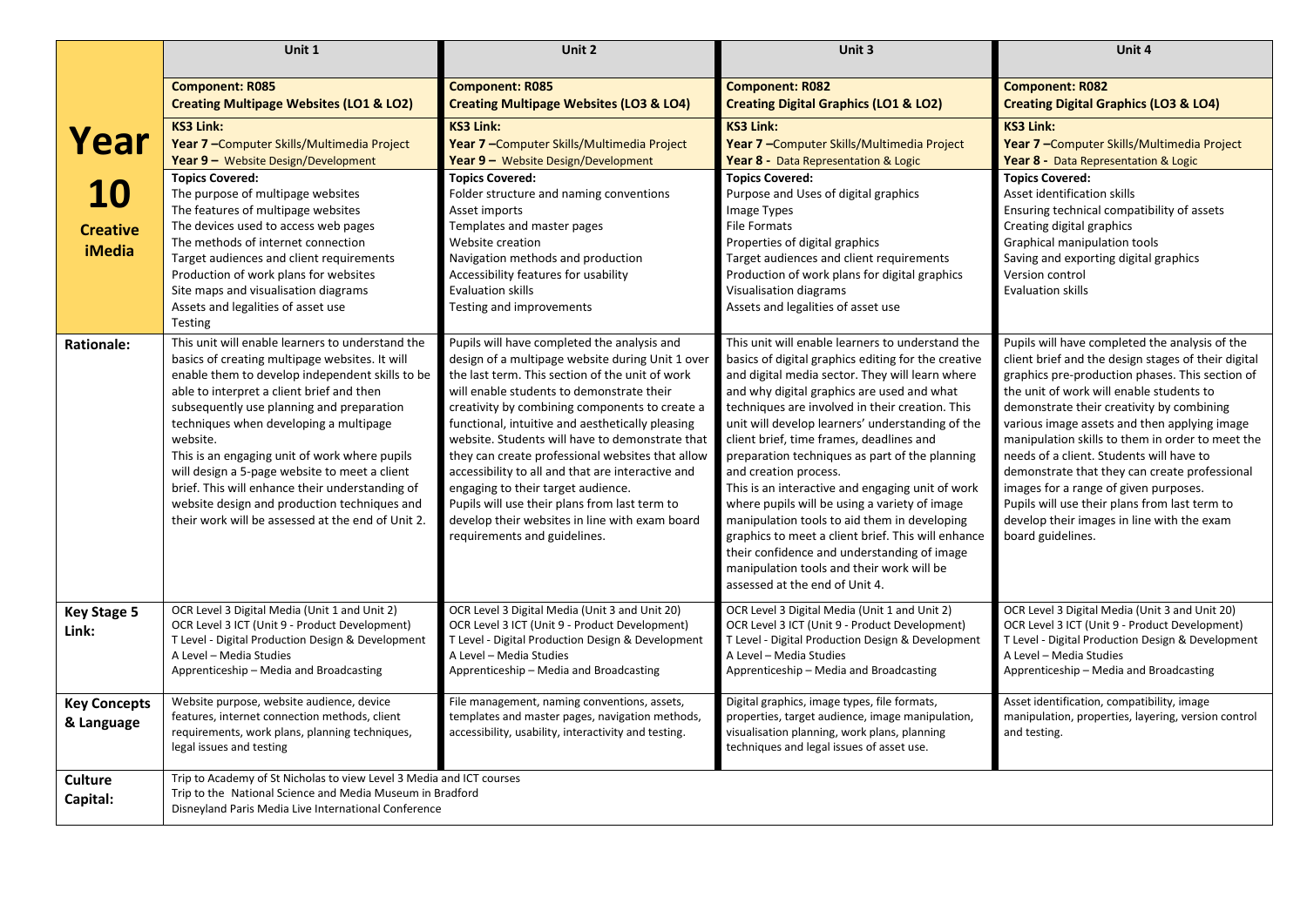| Year 10 Creative iMedia | Unit 1 | Unit 2 | Unit 3 | Unit 4 |
|---|---|---|---|---|
| | **Component: R085** **Creating Multipage Websites (LO1 & LO2)** | **Component: R085** **Creating Multipage Websites (LO3 & LO4)** | **Component: R082** **Creating Digital Graphics (LO1 & LO2)** | **Component: R082** **Creating Digital Graphics (LO3 & LO4)** |
| | **KS3 Link:** **Year 7** –Computer Skills/Multimedia Project **Year 9** – Website Design/Development | **KS3 Link:** **Year 7** –Computer Skills/Multimedia Project **Year 9** – Website Design/Development | **KS3 Link:** **Year 7** –Computer Skills/Multimedia Project **Year 8** - Data Representation & Logic | **KS3 Link:** **Year 7** –Computer Skills/Multimedia Project **Year 8** - Data Representation & Logic |
| | **Topics Covered:** The purpose of multipage websites The features of multipage websites The devices used to access web pages The methods of internet connection Target audiences and client requirements Production of work plans for websites Site maps and visualisation diagrams Assets and legalities of asset use Testing | **Topics Covered:** Folder structure and naming conventions Asset imports Templates and master pages Website creation Navigation methods and production Accessibility features for usability Evaluation skills Testing and improvements | **Topics Covered:** Purpose and Uses of digital graphics Image Types File Formats Properties of digital graphics Target audiences and client requirements Production of work plans for digital graphics Visualisation diagrams Assets and legalities of asset use | **Topics Covered:** Asset identification skills Ensuring technical compatibility of assets Creating digital graphics Graphical manipulation tools Saving and exporting digital graphics Version control Evaluation skills |
| **Rationale:** | This unit will enable learners to understand the basics of creating multipage websites. It will enable them to develop independent skills to be able to interpret a client brief and then subsequently use planning and preparation techniques when developing a multipage website. This is an engaging unit of work where pupils will design a 5-page website to meet a client brief. This will enhance their understanding of website design and production techniques and their work will be assessed at the end of Unit 2. | Pupils will have completed the analysis and design of a multipage website during Unit 1 over the last term. This section of the unit of work will enable students to demonstrate their creativity by combining components to create a functional, intuitive and aesthetically pleasing website. Students will have to demonstrate that they can create professional websites that allow accessibility to all and that are interactive and engaging to their target audience. Pupils will use their plans from last term to develop their websites in line with exam board requirements and guidelines. | This unit will enable learners to understand the basics of digital graphics editing for the creative and digital media sector. They will learn where and why digital graphics are used and what techniques are involved in their creation. This unit will develop learners' understanding of the client brief, time frames, deadlines and preparation techniques as part of the planning and creation process. This is an interactive and engaging unit of work where pupils will be using a variety of image manipulation tools to aid them in developing graphics to meet a client brief. This will enhance their confidence and understanding of image manipulation tools and their work will be assessed at the end of Unit 4. | Pupils will have completed the analysis of the client brief and the design stages of their digital graphics pre-production phases. This section of the unit of work will enable students to demonstrate their creativity by combining various image assets and then applying image manipulation skills to them in order to meet the needs of a client. Students will have to demonstrate that they can create professional images for a range of given purposes. Pupils will use their plans from last term to develop their images in line with the exam board guidelines. |
| **Key Stage 5 Link:** | OCR Level 3 Digital Media (Unit 1 and Unit 2) OCR Level 3 ICT (Unit 9 - Product Development) T Level - Digital Production Design & Development A Level – Media Studies Apprenticeship – Media and Broadcasting | OCR Level 3 Digital Media (Unit 3 and Unit 20) OCR Level 3 ICT (Unit 9 - Product Development) T Level - Digital Production Design & Development A Level – Media Studies Apprenticeship – Media and Broadcasting | OCR Level 3 Digital Media (Unit 1 and Unit 2) OCR Level 3 ICT (Unit 9 - Product Development) T Level - Digital Production Design & Development A Level – Media Studies Apprenticeship – Media and Broadcasting | OCR Level 3 Digital Media (Unit 3 and Unit 20) OCR Level 3 ICT (Unit 9 - Product Development) T Level - Digital Production Design & Development A Level – Media Studies Apprenticeship – Media and Broadcasting |
| **Key Concepts & Language** | Website purpose, website audience, device features, internet connection methods, client requirements, work plans, planning techniques, legal issues and testing | File management, naming conventions, assets, templates and master pages, navigation methods, accessibility, usability, interactivity and testing. | Digital graphics, image types, file formats, properties, target audience, image manipulation, visualisation planning, work plans, planning techniques and legal issues of asset use. | Asset identification, compatibility, image manipulation, properties, layering, version control and testing. |
| **Culture Capital:** | Trip to Academy of St Nicholas to view Level 3 Media and ICT courses Trip to the National Science and Media Museum in Bradford Disneyland Paris Media Live International Conference | | | |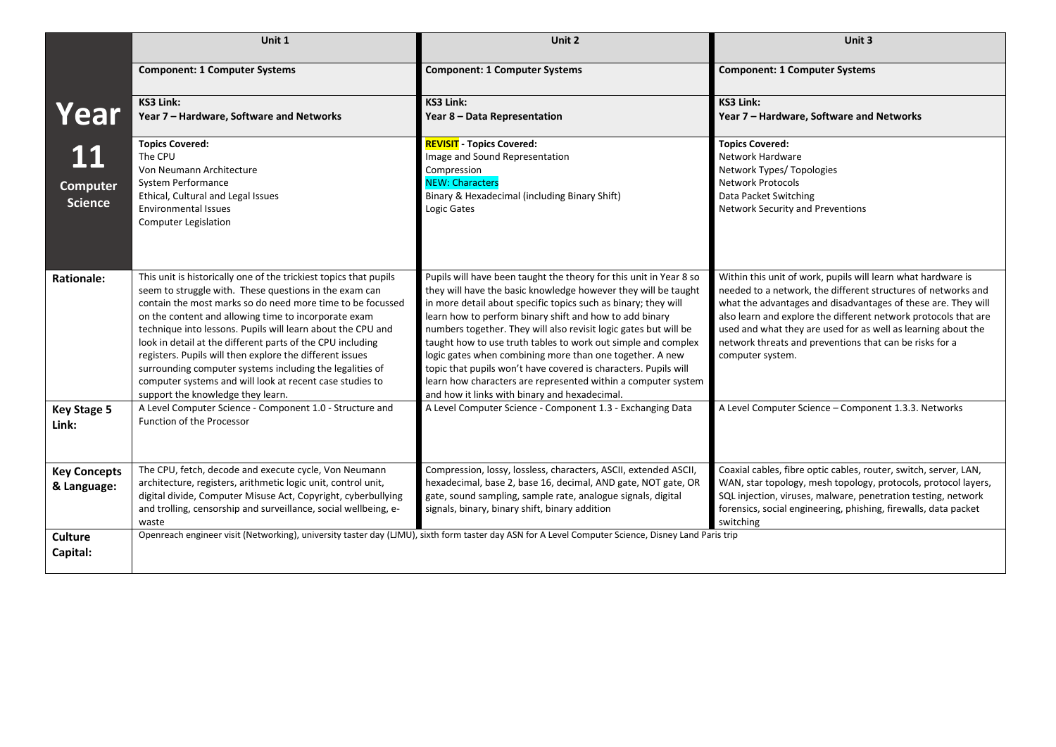| Year 11 Computer Science | Unit 1 | Unit 2 | Unit 3 |
|---|---|---|---|
| | **Component: 1 Computer Systems** | **Component: 1 Computer Systems** | **Component: 1 Computer Systems** |
| | **KS3 Link:** **Year 7 – Hardware, Software and Networks** | **KS3 Link:** **Year 8 – Data Representation** | **KS3 Link:** **Year 7 – Hardware, Software and Networks** |
| | **Topics Covered:** The CPU Von Neumann Architecture System Performance Ethical, Cultural and Legal Issues Environmental Issues Computer Legislation | **REVISIT - Topics Covered:** Image and Sound Representation Compression NEW: Characters Binary & Hexadecimal (including Binary Shift) Logic Gates | **Topics Covered:** Network Hardware Network Types/ Topologies Network Protocols Data Packet Switching Network Security and Preventions |
| **Rationale:** | This unit is historically one of the trickiest topics that pupils seem to struggle with. These questions in the exam can contain the most marks so do need more time to be focussed on the content and allowing time to incorporate exam technique into lessons. Pupils will learn about the CPU and look in detail at the different parts of the CPU including registers. Pupils will then explore the different issues surrounding computer systems including the legalities of computer systems and will look at recent case studies to support the knowledge they learn. | Pupils will have been taught the theory for this unit in Year 8 so they will have the basic knowledge however they will be taught in more detail about specific topics such as binary; they will learn how to perform binary shift and how to add binary numbers together. They will also revisit logic gates but will be taught how to use truth tables to work out simple and complex logic gates when combining more than one together. A new topic that pupils won't have covered is characters. Pupils will learn how characters are represented within a computer system and how it links with binary and hexadecimal. | Within this unit of work, pupils will learn what hardware is needed to a network, the different structures of networks and what the advantages and disadvantages of these are. They will also learn and explore the different network protocols that are used and what they are used for as well as learning about the network threats and preventions that can be risks for a computer system. |
| **Key Stage 5 Link:** | A Level Computer Science - Component 1.0 - Structure and Function of the Processor | A Level Computer Science - Component 1.3 - Exchanging Data | A Level Computer Science – Component 1.3.3. Networks |
| **Key Concepts & Language:** | The CPU, fetch, decode and execute cycle, Von Neumann architecture, registers, arithmetic logic unit, control unit, digital divide, Computer Misuse Act, Copyright, cyberbullying and trolling, censorship and surveillance, social wellbeing, e-waste | Compression, lossy, lossless, characters, ASCII, extended ASCII, hexadecimal, base 2, base 16, decimal, AND gate, NOT gate, OR gate, sound sampling, sample rate, analogue signals, digital signals, binary, binary shift, binary addition | Coaxial cables, fibre optic cables, router, switch, server, LAN, WAN, star topology, mesh topology, protocols, protocol layers, SQL injection, viruses, malware, penetration testing, network forensics, social engineering, phishing, firewalls, data packet switching |
| **Culture Capital:** | Openreach engineer visit (Networking), university taster day (LJMU), sixth form taster day ASN for A Level Computer Science, Disney Land Paris trip | | |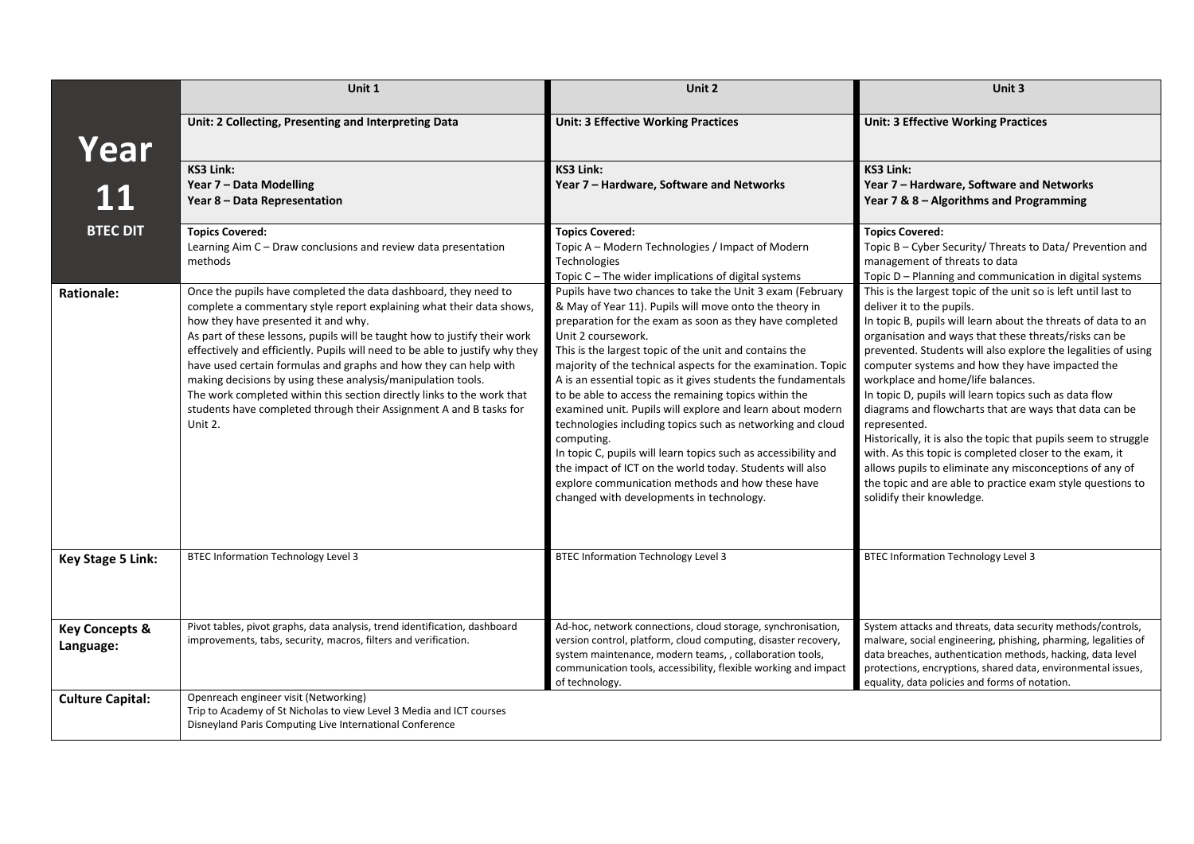| Year 11 BTEC DIT | Unit 1 | Unit 2 | Unit 3 |
|---|---|---|---|
| | **Unit: 2 Collecting, Presenting and Interpreting Data** | **Unit: 3 Effective Working Practices** | **Unit: 3 Effective Working Practices** |
| | **KS3 Link:**<br>**Year 7 – Data Modelling**<br>**Year 8 – Data Representation** | **KS3 Link:**<br>**Year 7 – Hardware, Software and Networks** | **KS3 Link:**<br>**Year 7 – Hardware, Software and Networks**<br>**Year 7 & 8 – Algorithms and Programming** |
| | **Topics Covered:**<br>Learning Aim C – Draw conclusions and review data presentation methods | **Topics Covered:**<br>Topic A – Modern Technologies / Impact of Modern Technologies<br>Topic C – The wider implications of digital systems | **Topics Covered:**<br>Topic B – Cyber Security/ Threats to Data/ Prevention and management of threats to data<br>Topic D – Planning and communication in digital systems |
| **Rationale:** | Once the pupils have completed the data dashboard, they need to complete a commentary style report explaining what their data shows, how they have presented it and why.<br>As part of these lessons, pupils will be taught how to justify their work effectively and efficiently. Pupils will need to be able to justify why they have used certain formulas and graphs and how they can help with making decisions by using these analysis/manipulation tools.<br>The work completed within this section directly links to the work that students have completed through their Assignment A and B tasks for Unit 2. | Pupils have two chances to take the Unit 3 exam (February & May of Year 11). Pupils will move onto the theory in preparation for the exam as soon as they have completed Unit 2 coursework.<br>This is the largest topic of the unit and contains the majority of the technical aspects for the examination. Topic A is an essential topic as it gives students the fundamentals to be able to access the remaining topics within the examined unit. Pupils will explore and learn about modern technologies including topics such as networking and cloud computing.<br>In topic C, pupils will learn topics such as accessibility and the impact of ICT on the world today. Students will also explore communication methods and how these have changed with developments in technology. | This is the largest topic of the unit so is left until last to deliver it to the pupils.<br>In topic B, pupils will learn about the threats of data to an organisation and ways that these threats/risks can be prevented. Students will also explore the legalities of using computer systems and how they have impacted the workplace and home/life balances.<br>In topic D, pupils will learn topics such as data flow diagrams and flowcharts that are ways that data can be represented.<br>Historically, it is also the topic that pupils seem to struggle with. As this topic is completed closer to the exam, it allows pupils to eliminate any misconceptions of any of the topic and are able to practice exam style questions to solidify their knowledge. |
| **Key Stage 5 Link:** | BTEC Information Technology Level 3 | BTEC Information Technology Level 3 | BTEC Information Technology Level 3 |
| **Key Concepts & Language:** | Pivot tables, pivot graphs, data analysis, trend identification, dashboard improvements, tabs, security, macros, filters and verification. | Ad-hoc, network connections, cloud storage, synchronisation, version control, platform, cloud computing, disaster recovery, system maintenance, modern teams, , collaboration tools, communication tools, accessibility, flexible working and impact of technology. | System attacks and threats, data security methods/controls, malware, social engineering, phishing, pharming, legalities of data breaches, authentication methods, hacking, data level protections, encryptions, shared data, environmental issues, equality, data policies and forms of notation. |
| **Culture Capital:** | Openreach engineer visit (Networking)<br>Trip to Academy of St Nicholas to view Level 3 Media and ICT courses<br>Disneyland Paris Computing Live International Conference | | |